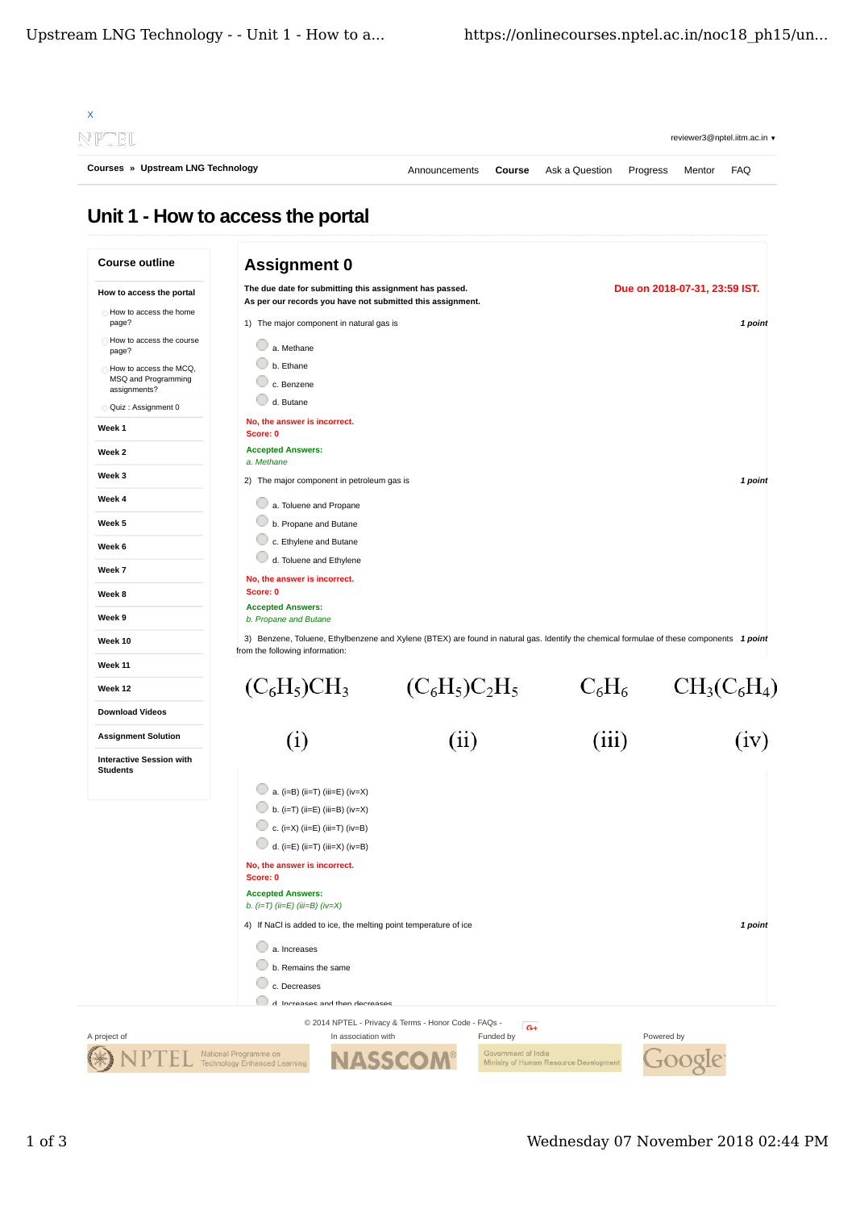X

NPTEL

reviewer3@nptel.iitm.ac.in ▾

Courses » Upstream LNG Technology

Announcements Course Ask a Question Progress Mentor FAQ

# Unit 1 - How to access the portal

**Course outline**

- **How to access the portal**
  - How to access the home page?
  - How to access the course page?
  - How to access the MCQ, MSQ and Programming assignments?
  - Quiz : Assignment 0
- **Week 1**
- **Week 2**
- **Week 3**
- **Week 4**
- **Week 5**
- **Week 6**
- **Week 7**
- **Week 8**
- **Week 9**
- **Week 10**
- **Week 11**
- **Week 12**
- **Download Videos**
- **Assignment Solution**
- **Interactive Session with Students**

## Assignment 0

**The due date for submitting this assignment has passed.**
**As per our records you have not submitted this assignment.**

**Due on 2018-07-31, 23:59 IST.**

1) The major component in natural gas is *1 point*

- a. Methane
- b. Ethane
- c. Benzene
- d. Butane

**No, the answer is incorrect.**
**Score: 0**

**Accepted Answers:**
*a. Methane*

2) The major component in petroleum gas is *1 point*

- a. Toluene and Propane
- b. Propane and Butane
- c. Ethylene and Butane
- d. Toluene and Ethylene

**No, the answer is incorrect.**
**Score: 0**

**Accepted Answers:**
*b. Propane and Butane*

3) Benzene, Toluene, Ethylbenzene and Xylene (BTEX) are found in natural gas. Identify the chemical formulae of these components from the following information: *1 point*

| $(C_6H_5)CH_3$ | $(C_6H_5)C_2H_5$ | $C_6H_6$ | $CH_3(C_6H_4)$ |
|---|---|---|---|
| (i) | (ii) | (iii) | (iv) |

- a. (i=B) (ii=T) (iii=E) (iv=X)
- b. (i=T) (ii=E) (iii=B) (iv=X)
- c. (i=X) (ii=E) (iii=T) (iv=B)
- d. (i=E) (ii=T) (iii=X) (iv=B)

**No, the answer is incorrect.**
**Score: 0**

**Accepted Answers:**
*b. (i=T) (ii=E) (iii=B) (iv=X)*

4) If NaCl is added to ice, the melting point temperature of ice *1 point*

- a. Increases
- b. Remains the same
- c. Decreases
- d. Increases and then decreases

© 2014 NPTEL - Privacy & Terms - Honor Code - FAQs -

A project of NPTEL National Programme on Technology Enhanced Learning | In association with NASSCOM | Funded by Government of India Ministry of Human Resource Development | Powered by Google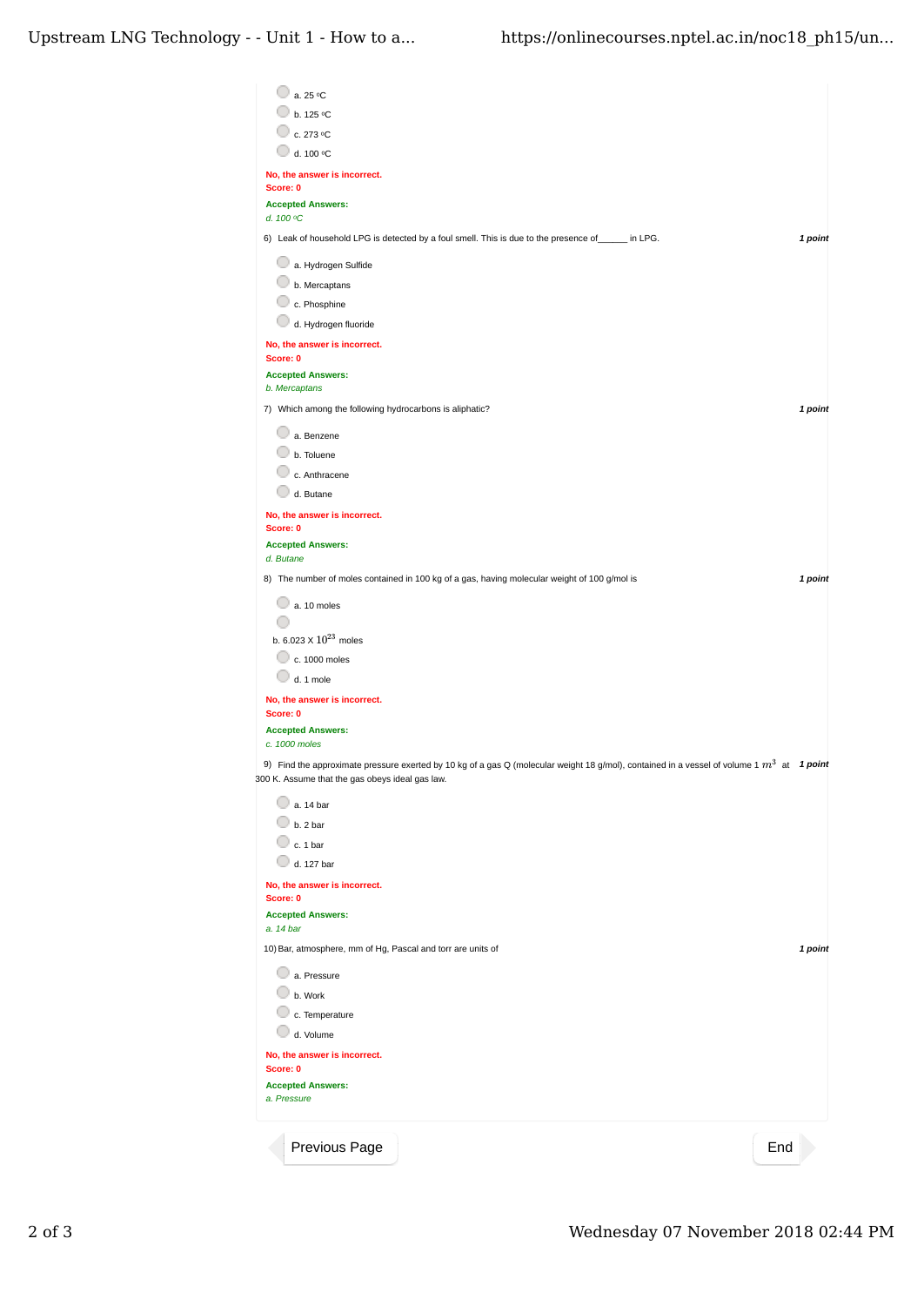- a. 25 ºC
- b. 125 ºC
- c. 273 ºC
- d. 100 ºC

**No, the answer is incorrect.**
**Score: 0**

**Accepted Answers:**
*d. 100 ºC*

6) Leak of household LPG is detected by a foul smell. This is due to the presence of______ in LPG. ***1 point***

- a. Hydrogen Sulfide
- b. Mercaptans
- c. Phosphine
- d. Hydrogen fluoride

**No, the answer is incorrect.**
**Score: 0**

**Accepted Answers:**
*b. Mercaptans*

7) Which among the following hydrocarbons is aliphatic? ***1 point***

- a. Benzene
- b. Toluene
- c. Anthracene
- d. Butane

**No, the answer is incorrect.**
**Score: 0**

**Accepted Answers:**
*d. Butane*

8) The number of moles contained in 100 kg of a gas, having molecular weight of 100 g/mol is ***1 point***

- a. 10 moles
- b. 6.023 X $10^{23}$ moles
- c. 1000 moles
- d. 1 mole

**No, the answer is incorrect.**
**Score: 0**

**Accepted Answers:**
*c. 1000 moles*

9) Find the approximate pressure exerted by 10 kg of a gas Q (molecular weight 18 g/mol), contained in a vessel of volume 1 $m^3$ at 300 K. Assume that the gas obeys ideal gas law. ***1 point***

- a. 14 bar
- b. 2 bar
- c. 1 bar
- d. 127 bar

**No, the answer is incorrect.**
**Score: 0**

**Accepted Answers:**
*a. 14 bar*

10) Bar, atmosphere, mm of Hg, Pascal and torr are units of ***1 point***

- a. Pressure
- b. Work
- c. Temperature
- d. Volume

**No, the answer is incorrect.**
**Score: 0**

**Accepted Answers:**
*a. Pressure*

Previous Page | End